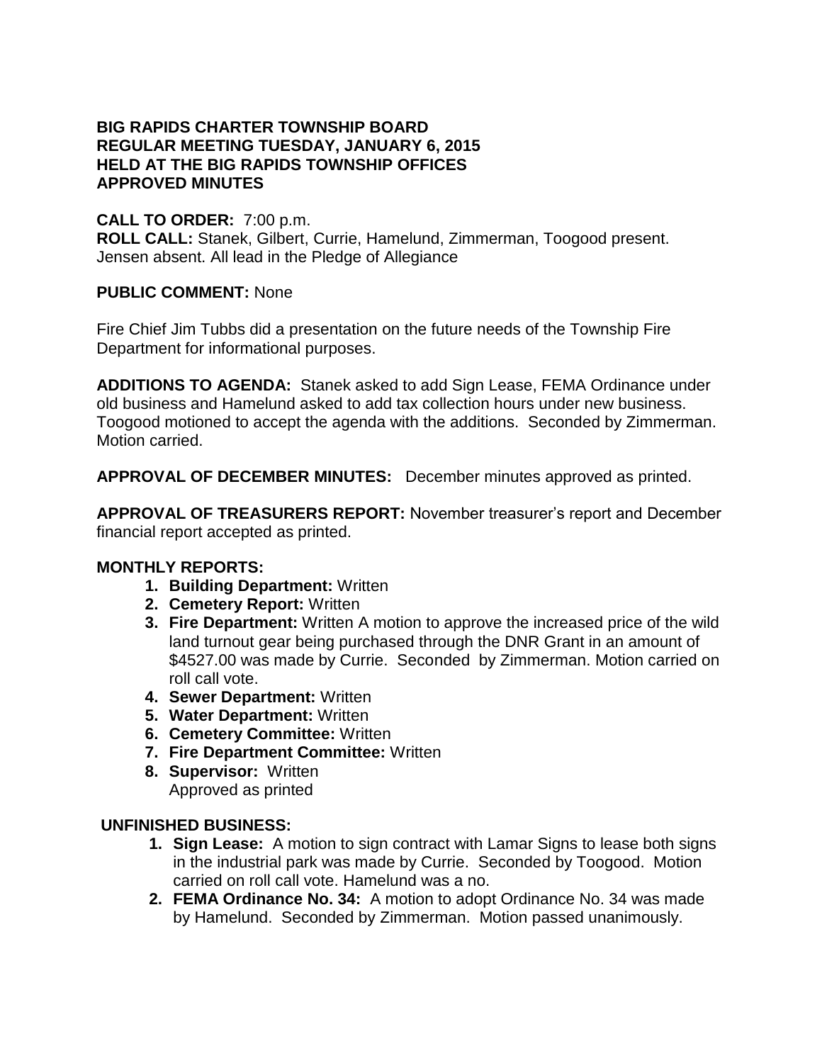**BIG RAPIDS CHARTER TOWNSHIP BOARD**
**REGULAR MEETING TUESDAY, JANUARY 6, 2015**
**HELD AT THE BIG RAPIDS TOWNSHIP OFFICES**
**APPROVED MINUTES**

**CALL TO ORDER:** 7:00 p.m.
**ROLL CALL:** Stanek, Gilbert, Currie, Hamelund, Zimmerman, Toogood present. Jensen absent. All lead in the Pledge of Allegiance

**PUBLIC COMMENT:** None

Fire Chief Jim Tubbs did a presentation on the future needs of the Township Fire Department for informational purposes.

**ADDITIONS TO AGENDA:** Stanek asked to add Sign Lease, FEMA Ordinance under old business and Hamelund asked to add tax collection hours under new business. Toogood motioned to accept the agenda with the additions. Seconded by Zimmerman. Motion carried.

**APPROVAL OF DECEMBER MINUTES:** December minutes approved as printed.

**APPROVAL OF TREASURERS REPORT:** November treasurer's report and December financial report accepted as printed.

**MONTHLY REPORTS:**

1. **Building Department:** Written
2. **Cemetery Report:** Written
3. **Fire Department:** Written A motion to approve the increased price of the wild land turnout gear being purchased through the DNR Grant in an amount of $4527.00 was made by Currie. Seconded by Zimmerman. Motion carried on roll call vote.
4. **Sewer Department:** Written
5. **Water Department:** Written
6. **Cemetery Committee:** Written
7. **Fire Department Committee:** Written
8. **Supervisor:** Written
   Approved as printed

**UNFINISHED BUSINESS:**

1. **Sign Lease:** A motion to sign contract with Lamar Signs to lease both signs in the industrial park was made by Currie. Seconded by Toogood. Motion carried on roll call vote. Hamelund was a no.
2. **FEMA Ordinance No. 34:** A motion to adopt Ordinance No. 34 was made by Hamelund. Seconded by Zimmerman. Motion passed unanimously.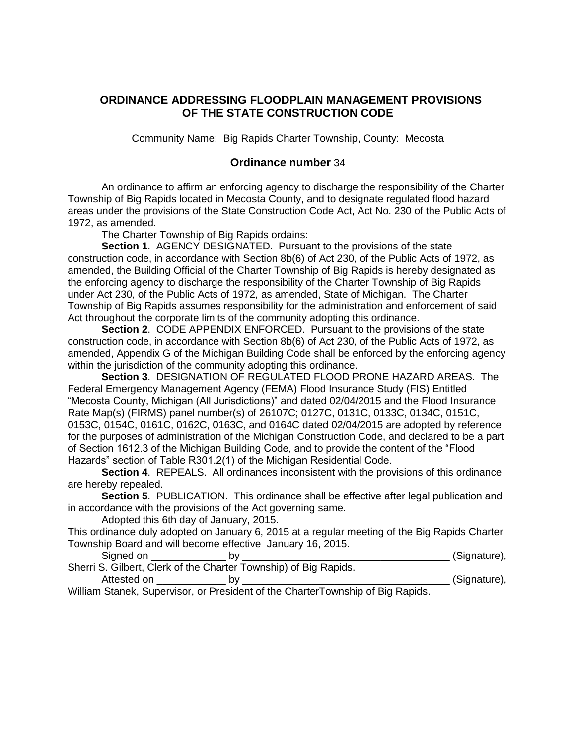# ORDINANCE ADDRESSING FLOODPLAIN MANAGEMENT PROVISIONS OF THE STATE CONSTRUCTION CODE

Community Name: Big Rapids Charter Township, County: Mecosta

## Ordinance number 34

An ordinance to affirm an enforcing agency to discharge the responsibility of the Charter Township of Big Rapids located in Mecosta County, and to designate regulated flood hazard areas under the provisions of the State Construction Code Act, Act No. 230 of the Public Acts of 1972, as amended.

The Charter Township of Big Rapids ordains:

**Section 1**. AGENCY DESIGNATED. Pursuant to the provisions of the state construction code, in accordance with Section 8b(6) of Act 230, of the Public Acts of 1972, as amended, the Building Official of the Charter Township of Big Rapids is hereby designated as the enforcing agency to discharge the responsibility of the Charter Township of Big Rapids under Act 230, of the Public Acts of 1972, as amended, State of Michigan. The Charter Township of Big Rapids assumes responsibility for the administration and enforcement of said Act throughout the corporate limits of the community adopting this ordinance.

**Section 2**. CODE APPENDIX ENFORCED. Pursuant to the provisions of the state construction code, in accordance with Section 8b(6) of Act 230, of the Public Acts of 1972, as amended, Appendix G of the Michigan Building Code shall be enforced by the enforcing agency within the jurisdiction of the community adopting this ordinance.

**Section 3**. DESIGNATION OF REGULATED FLOOD PRONE HAZARD AREAS. The Federal Emergency Management Agency (FEMA) Flood Insurance Study (FIS) Entitled "Mecosta County, Michigan (All Jurisdictions)" and dated 02/04/2015 and the Flood Insurance Rate Map(s) (FIRMS) panel number(s) of 26107C; 0127C, 0131C, 0133C, 0134C, 0151C, 0153C, 0154C, 0161C, 0162C, 0163C, and 0164C dated 02/04/2015 are adopted by reference for the purposes of administration of the Michigan Construction Code, and declared to be a part of Section 1612.3 of the Michigan Building Code, and to provide the content of the "Flood Hazards" section of Table R301.2(1) of the Michigan Residential Code.

**Section 4**. REPEALS. All ordinances inconsistent with the provisions of this ordinance are hereby repealed.

**Section 5**. PUBLICATION. This ordinance shall be effective after legal publication and in accordance with the provisions of the Act governing same.

Adopted this 6th day of January, 2015.

This ordinance duly adopted on January 6, 2015 at a regular meeting of the Big Rapids Charter Township Board and will become effective January 16, 2015.

Signed on _____________ by ___________________________________ (Signature), Sherri S. Gilbert, Clerk of the Charter Township) of Big Rapids.

Attested on ____________ by ___________________________________ (Signature), William Stanek, Supervisor, or President of the CharterTownship of Big Rapids.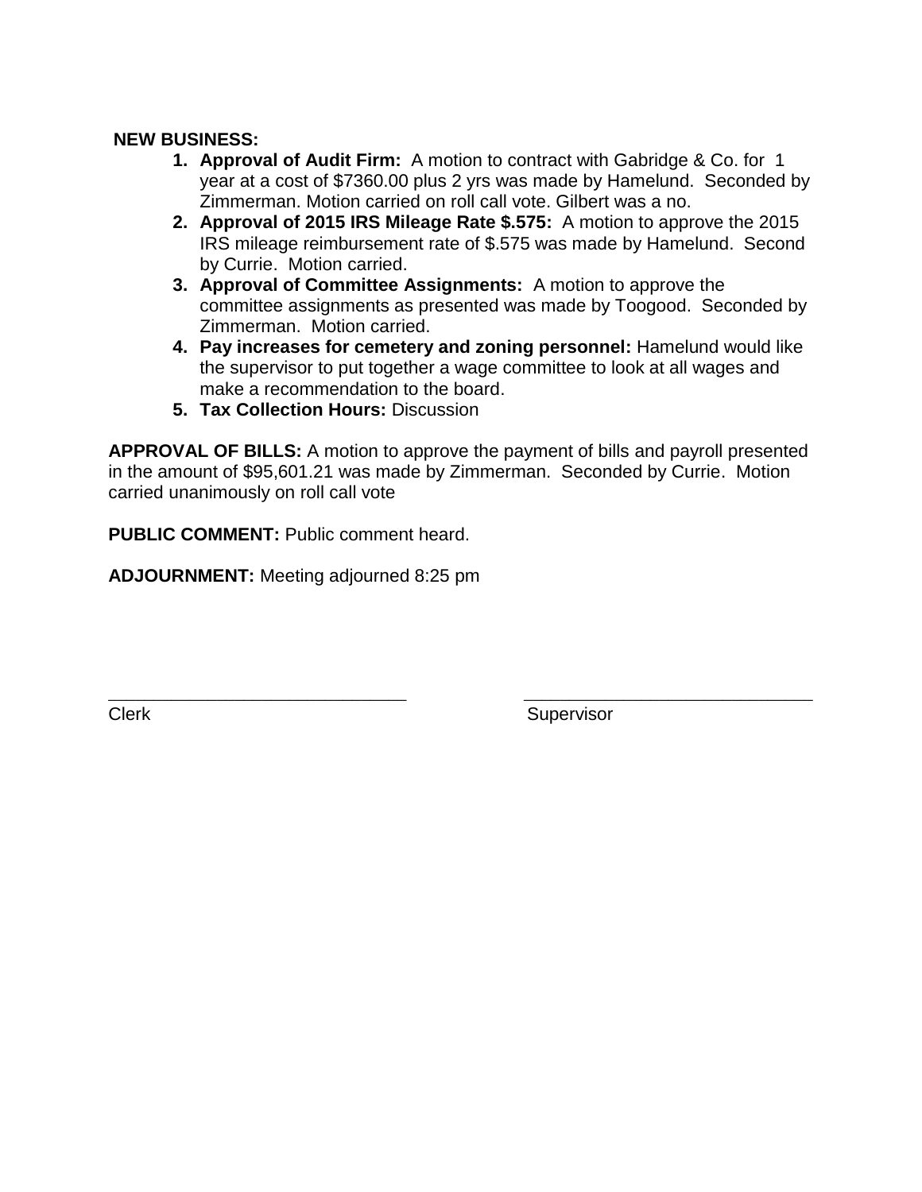**NEW BUSINESS:**

1. **Approval of Audit Firm:** A motion to contract with Gabridge & Co. for 1 year at a cost of $7360.00 plus 2 yrs was made by Hamelund. Seconded by Zimmerman. Motion carried on roll call vote. Gilbert was a no.
2. **Approval of 2015 IRS Mileage Rate $.575:** A motion to approve the 2015 IRS mileage reimbursement rate of $.575 was made by Hamelund. Second by Currie. Motion carried.
3. **Approval of Committee Assignments:** A motion to approve the committee assignments as presented was made by Toogood. Seconded by Zimmerman. Motion carried.
4. **Pay increases for cemetery and zoning personnel:** Hamelund would like the supervisor to put together a wage committee to look at all wages and make a recommendation to the board.
5. **Tax Collection Hours:** Discussion

**APPROVAL OF BILLS:** A motion to approve the payment of bills and payroll presented in the amount of $95,601.21 was made by Zimmerman. Seconded by Currie. Motion carried unanimously on roll call vote

**PUBLIC COMMENT:** Public comment heard.

**ADJOURNMENT:** Meeting adjourned 8:25 pm

\_\_\_\_\_\_\_\_\_\_\_\_\_\_\_\_\_\_\_\_\_\_\_\_\_\_\_\_\_\_ \_\_\_\_\_\_\_\_\_\_\_\_\_\_\_\_\_\_\_\_\_\_\_\_\_\_\_\_\_\_

Clerk Supervisor